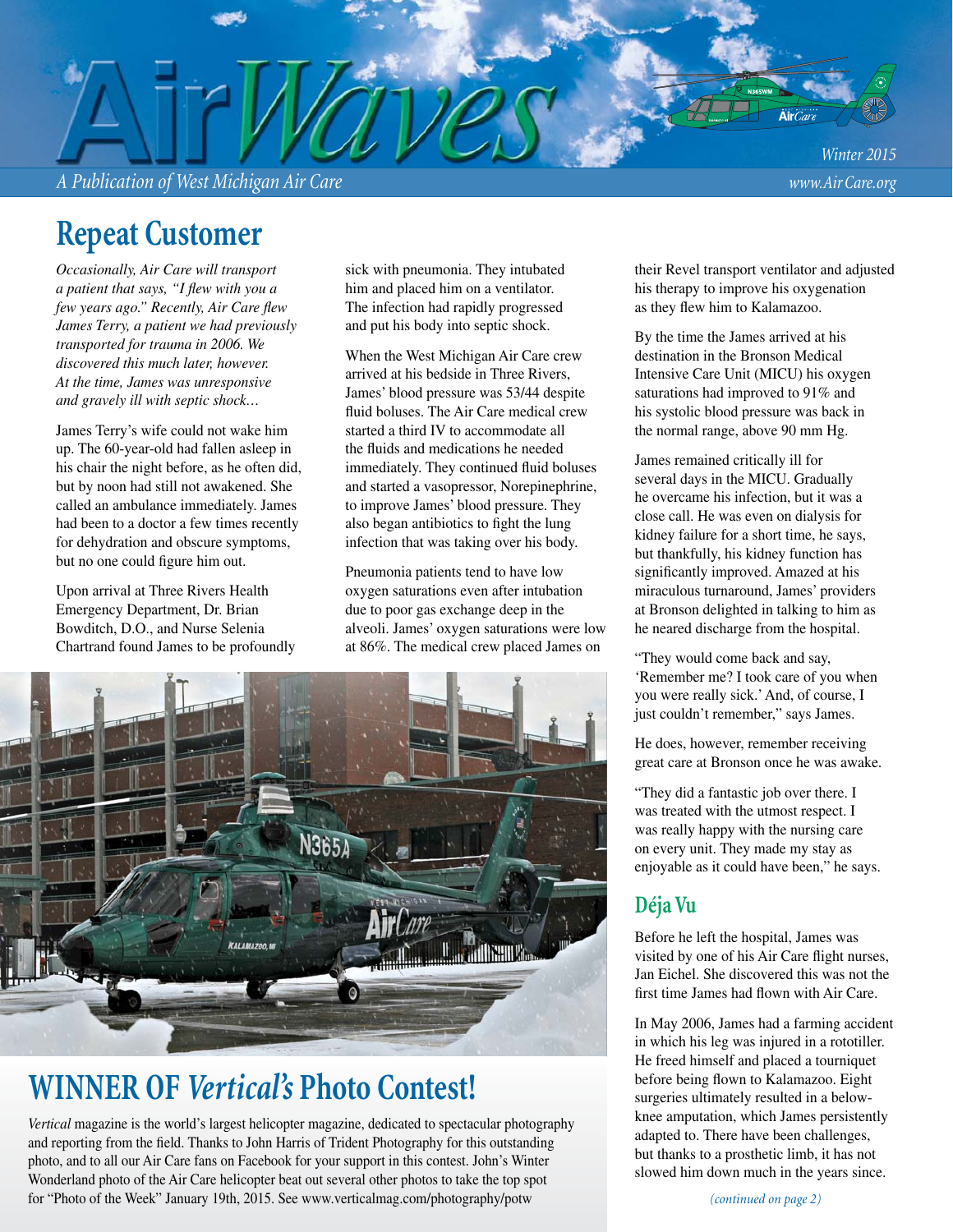# AirWaves

*A Publication of West Michigan Air Care*

*Winter 2015*

*www.AirCare.org*

## Repeat Customer

*Occasionally, Air Care will transport a patient that says, "I flew with you a few years ago." Recently, Air Care flew James Terry, a patient we had previously transported for trauma in 2006. We discovered this much later, however. At the time, James was unresponsive and gravely ill with septic shock…*

James Terry's wife could not wake him up. The 60-year-old had fallen asleep in his chair the night before, as he often did, but by noon had still not awakened. She called an ambulance immediately. James had been to a doctor a few times recently for dehydration and obscure symptoms, but no one could figure him out.

Upon arrival at Three Rivers Health Emergency Department, Dr. Brian Bowditch, D.O., and Nurse Selenia Chartrand found James to be profoundly sick with pneumonia. They intubated him and placed him on a ventilator. The infection had rapidly progressed and put his body into septic shock.

When the West Michigan Air Care crew arrived at his bedside in Three Rivers, James' blood pressure was 53/44 despite fluid boluses. The Air Care medical crew started a third IV to accommodate all the fluids and medications he needed immediately. They continued fluid boluses and started a vasopressor, Norepinephrine, to improve James' blood pressure. They also began antibiotics to fight the lung infection that was taking over his body.

Pneumonia patients tend to have low oxygen saturations even after intubation due to poor gas exchange deep in the alveoli. James' oxygen saturations were low at 86%. The medical crew placed James on their Revel transport ventilator and adjusted his therapy to improve his oxygenation as they flew him to Kalamazoo.

By the time the James arrived at his destination in the Bronson Medical Intensive Care Unit (MICU) his oxygen saturations had improved to 91% and his systolic blood pressure was back in the normal range, above 90 mm Hg.

James remained critically ill for several days in the MICU. Gradually he overcame his infection, but it was a close call. He was even on dialysis for kidney failure for a short time, he says, but thankfully, his kidney function has significantly improved. Amazed at his miraculous turnaround, James' providers at Bronson delighted in talking to him as he neared discharge from the hospital.

"They would come back and say, 'Remember me? I took care of you when you were really sick.' And, of course, I just couldn't remember," says James.

He does, however, remember receiving great care at Bronson once he was awake.

"They did a fantastic job over there. I was treated with the utmost respect. I was really happy with the nursing care on every unit. They made my stay as enjoyable as it could have been," he says.

### Déja Vu

Before he left the hospital, James was visited by one of his Air Care flight nurses, Jan Eichel. She discovered this was not the first time James had flown with Air Care.

In May 2006, James had a farming accident in which his leg was injured in a rototiller. He freed himself and placed a tourniquet before being flown to Kalamazoo. Eight surgeries ultimately resulted in a below-knee amputation, which James persistently adapted to. There have been challenges, but thanks to a prosthetic limb, it has not slowed him down much in the years since.

*(continued on page 2)*

## WINNER OF *Vertical's* Photo Contest!

*Vertical* magazine is the world's largest helicopter magazine, dedicated to spectacular photography and reporting from the field. Thanks to John Harris of Trident Photography for this outstanding photo, and to all our Air Care fans on Facebook for your support in this contest. John's Winter Wonderland photo of the Air Care helicopter beat out several other photos to take the top spot for "Photo of the Week" January 19th, 2015. See www.verticalmag.com/photography/potw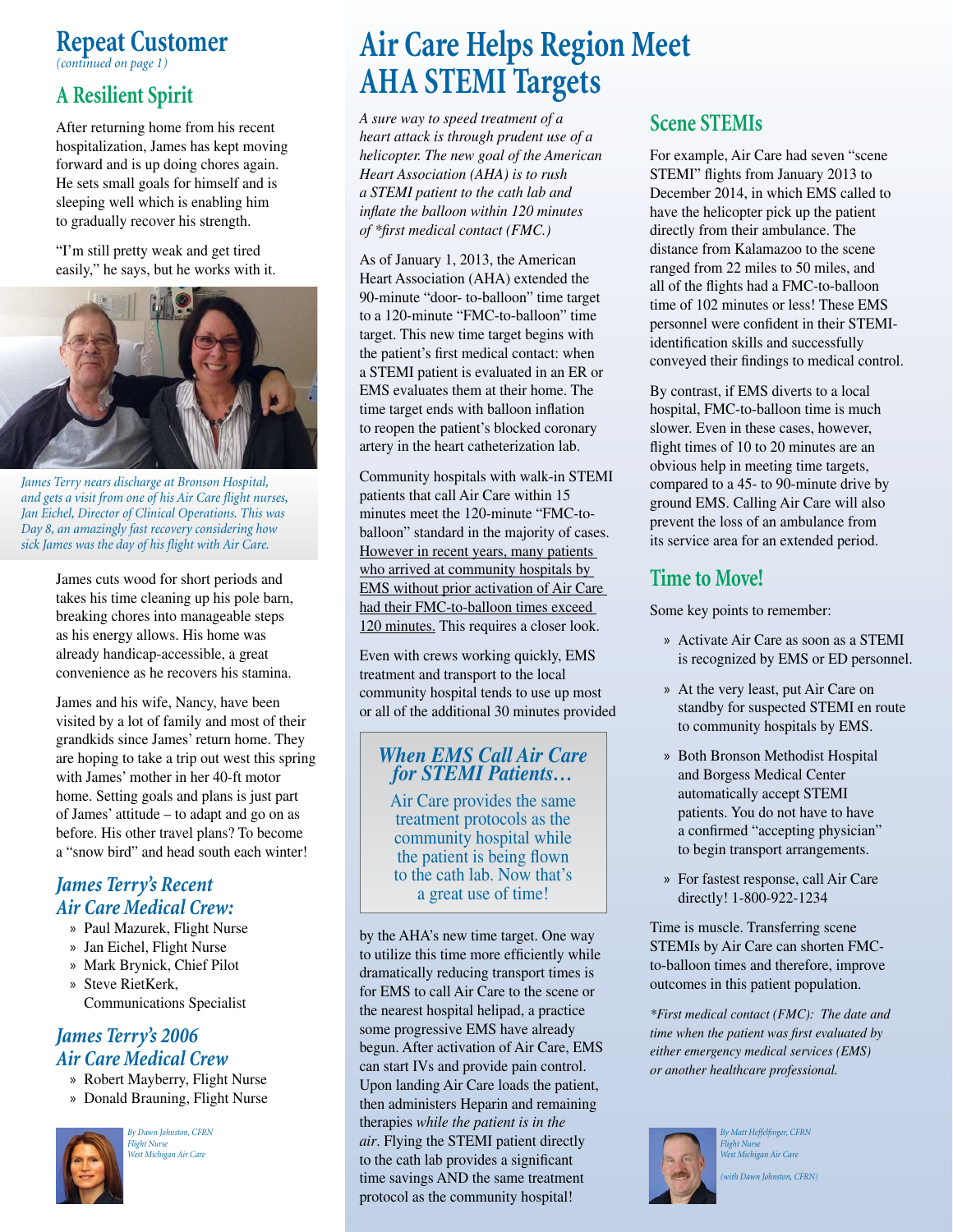## Repeat Customer

*(continued on page 1)*

### A Resilient Spirit

After returning home from his recent hospitalization, James has kept moving forward and is up doing chores again. He sets small goals for himself and is sleeping well which is enabling him to gradually recover his strength.

"I'm still pretty weak and get tired easily," he says, but he works with it.

*James Terry nears discharge at Bronson Hospital, and gets a visit from one of his Air Care flight nurses, Jan Eichel, Director of Clinical Operations. This was Day 8, an amazingly fast recovery considering how sick James was the day of his flight with Air Care.*

James cuts wood for short periods and takes his time cleaning up his pole barn, breaking chores into manageable steps as his energy allows. His home was already handicap-accessible, a great convenience as he recovers his stamina.

James and his wife, Nancy, have been visited by a lot of family and most of their grandkids since James' return home. They are hoping to take a trip out west this spring with James' mother in her 40-ft motor home. Setting goals and plans is just part of James' attitude – to adapt and go on as before. His other travel plans? To become a "snow bird" and head south each winter!

### *James Terry's Recent Air Care Medical Crew:*

- Paul Mazurek, Flight Nurse
- Jan Eichel, Flight Nurse
- Mark Brynick, Chief Pilot
- Steve RietKerk, Communications Specialist

### *James Terry's 2006 Air Care Medical Crew*

- Robert Mayberry, Flight Nurse
- Donald Brauning, Flight Nurse

*By Dawn Johnston, CFRN*
*Flight Nurse*
*West Michigan Air Care*

# Air Care Helps Region Meet AHA STEMI Targets

*A sure way to speed treatment of a heart attack is through prudent use of a helicopter. The new goal of the American Heart Association (AHA) is to rush a STEMI patient to the cath lab and inflate the balloon within 120 minutes of \*first medical contact (FMC.)*

As of January 1, 2013, the American Heart Association (AHA) extended the 90-minute "door- to-balloon" time target to a 120-minute "FMC-to-balloon" time target. This new time target begins with the patient's first medical contact: when a STEMI patient is evaluated in an ER or EMS evaluates them at their home. The time target ends with balloon inflation to reopen the patient's blocked coronary artery in the heart catheterization lab.

Community hospitals with walk-in STEMI patients that call Air Care within 15 minutes meet the 120-minute "FMC-to-balloon" standard in the majority of cases. <u>However in recent years, many patients who arrived at community hospitals by EMS without prior activation of Air Care had their FMC-to-balloon times exceed 120 minutes.</u> This requires a closer look.

Even with crews working quickly, EMS treatment and transport to the local community hospital tends to use up most or all of the additional 30 minutes provided by the AHA's new time target. One way to utilize this time more efficiently while dramatically reducing transport times is for EMS to call Air Care to the scene or the nearest hospital helipad, a practice some progressive EMS have already begun. After activation of Air Care, EMS can start IVs and provide pain control. Upon landing Air Care loads the patient, then administers Heparin and remaining therapies *while the patient is in the air*. Flying the STEMI patient directly to the cath lab provides a significant time savings AND the same treatment protocol as the community hospital!

> ***When EMS Call Air Care for STEMI Patients…***
>
> Air Care provides the same treatment protocols as the community hospital while the patient is being flown to the cath lab. Now that's a great use of time!

### Scene STEMIs

For example, Air Care had seven "scene STEMI" flights from January 2013 to December 2014, in which EMS called to have the helicopter pick up the patient directly from their ambulance. The distance from Kalamazoo to the scene ranged from 22 miles to 50 miles, and all of the flights had a FMC-to-balloon time of 102 minutes or less! These EMS personnel were confident in their STEMI-identification skills and successfully conveyed their findings to medical control.

By contrast, if EMS diverts to a local hospital, FMC-to-balloon time is much slower. Even in these cases, however, flight times of 10 to 20 minutes are an obvious help in meeting time targets, compared to a 45- to 90-minute drive by ground EMS. Calling Air Care will also prevent the loss of an ambulance from its service area for an extended period.

### Time to Move!

Some key points to remember:

- Activate Air Care as soon as a STEMI is recognized by EMS or ED personnel.
- At the very least, put Air Care on standby for suspected STEMI en route to community hospitals by EMS.
- Both Bronson Methodist Hospital and Borgess Medical Center automatically accept STEMI patients. You do not have to have a confirmed "accepting physician" to begin transport arrangements.
- For fastest response, call Air Care directly! 1-800-922-1234

Time is muscle. Transferring scene STEMIs by Air Care can shorten FMC-to-balloon times and therefore, improve outcomes in this patient population.

*\*First medical contact (FMC): The date and time when the patient was first evaluated by either emergency medical services (EMS) or another healthcare professional.*

*By Matt Heffelfinger, CFRN*
*Flight Nurse*
*West Michigan Air Care*

*(with Dawn Johnston, CFRN)*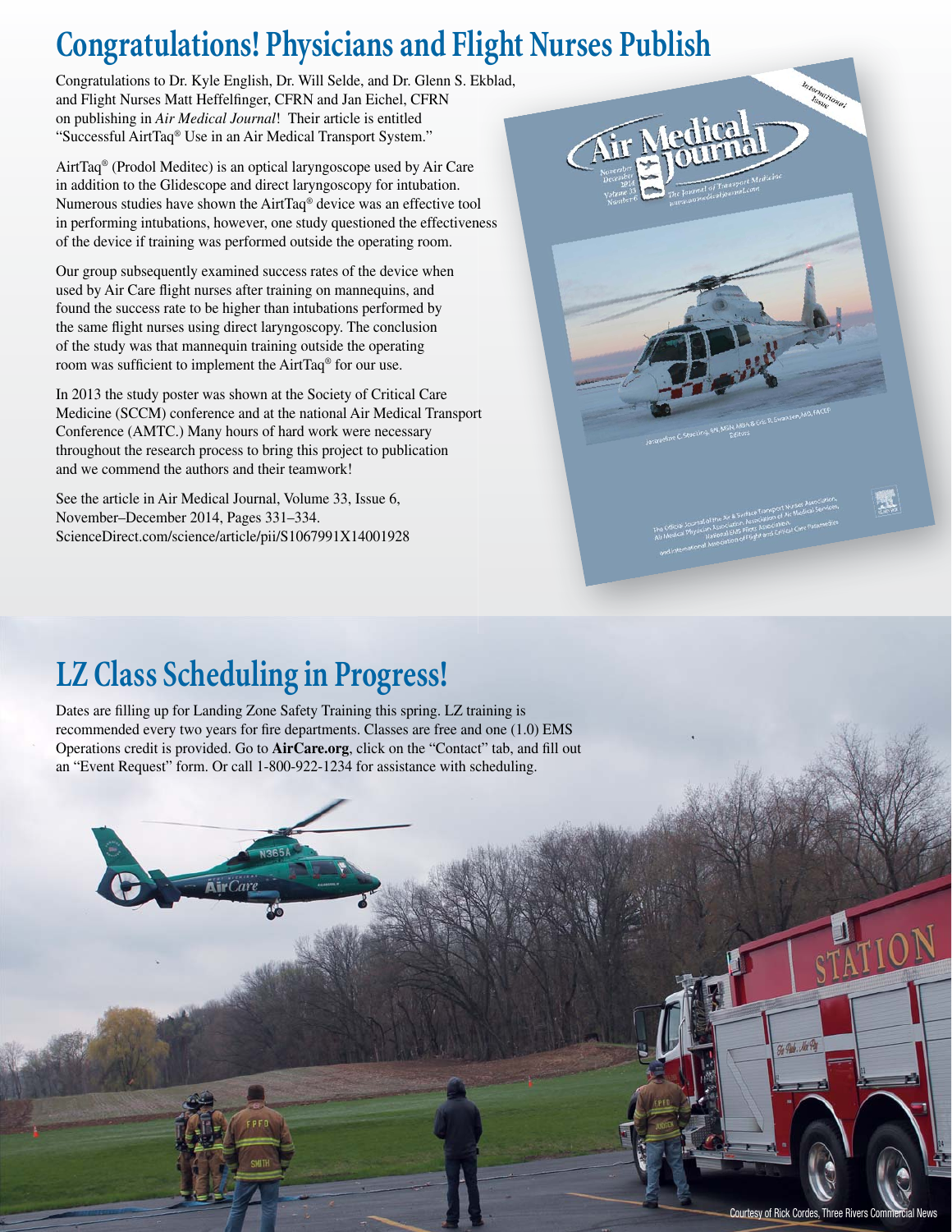# Congratulations! Physicians and Flight Nurses Publish

Congratulations to Dr. Kyle English, Dr. Will Selde, and Dr. Glenn S. Ekblad, and Flight Nurses Matt Heffelfinger, CFRN and Jan Eichel, CFRN on publishing in *Air Medical Journal*! Their article is entitled "Successful AirtTaq® Use in an Air Medical Transport System."

AirtTaq® (Prodol Meditec) is an optical laryngoscope used by Air Care in addition to the Glidescope and direct laryngoscopy for intubation. Numerous studies have shown the AirtTaq® device was an effective tool in performing intubations, however, one study questioned the effectiveness of the device if training was performed outside the operating room.

Our group subsequently examined success rates of the device when used by Air Care flight nurses after training on mannequins, and found the success rate to be higher than intubations performed by the same flight nurses using direct laryngoscopy. The conclusion of the study was that mannequin training outside the operating room was sufficient to implement the AirtTaq® for our use.

In 2013 the study poster was shown at the Society of Critical Care Medicine (SCCM) conference and at the national Air Medical Transport Conference (AMTC.) Many hours of hard work were necessary throughout the research process to bring this project to publication and we commend the authors and their teamwork!

See the article in Air Medical Journal, Volume 33, Issue 6, November–December 2014, Pages 331–334. ScienceDirect.com/science/article/pii/S1067991X14001928

# LZ Class Scheduling in Progress!

Dates are filling up for Landing Zone Safety Training this spring. LZ training is recommended every two years for fire departments. Classes are free and one (1.0) EMS Operations credit is provided. Go to **AirCare.org**, click on the "Contact" tab, and fill out an "Event Request" form. Or call 1-800-922-1234 for assistance with scheduling.

Courtesy of Rick Cordes, Three Rivers Commercial News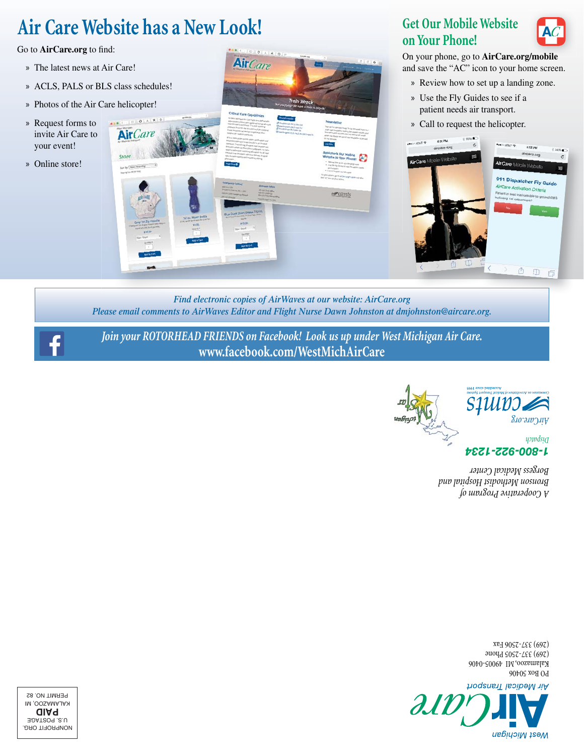# Air Care Website has a New Look!

Go to **AirCare.org** to find:

- » The latest news at Air Care!
- » ACLS, PALS or BLS class schedules!
- » Photos of the Air Care helicopter!
- » Request forms to invite Air Care to your event!
- » Online store!

## Get Our Mobile Website on Your Phone!

On your phone, go to **AirCare.org/mobile** and save the "AC" icon to your home screen.

- » Review how to set up a landing zone.
- » Use the Fly Guides to see if a patient needs air transport.
- » Call to request the helicopter.

*Find electronic copies of AirWaves at our website: AirCare.org*
*Please email comments to AirWaves Editor and Flight Nurse Dawn Johnston at dmjohnston@aircare.org.*

*Join your ROTORHEAD FRIENDS on Facebook! Look us up under West Michigan Air Care.*
**www.facebook.com/WestMichAirCare**

*A Cooperative Program of*
*Bronson Methodist Hospital and*
*Borgess Medical Center*

**1-800-922-1234**
*Dispatch*

*AirCare.org*

CAMTS
Commission on Accreditation of Medical Transport Systems
Accredited since 1995

West Michigan
**AirCare**
*Air Medical Transport*

PO Box 50406
Kalamazoo, MI 49005-0406
(269) 337-2505 Phone
(269) 337-2506 Fax

NONPROFIT ORG.
U.S. POSTAGE
**PAID**
KALAMAZOO, MI
PERMIT NO. 82